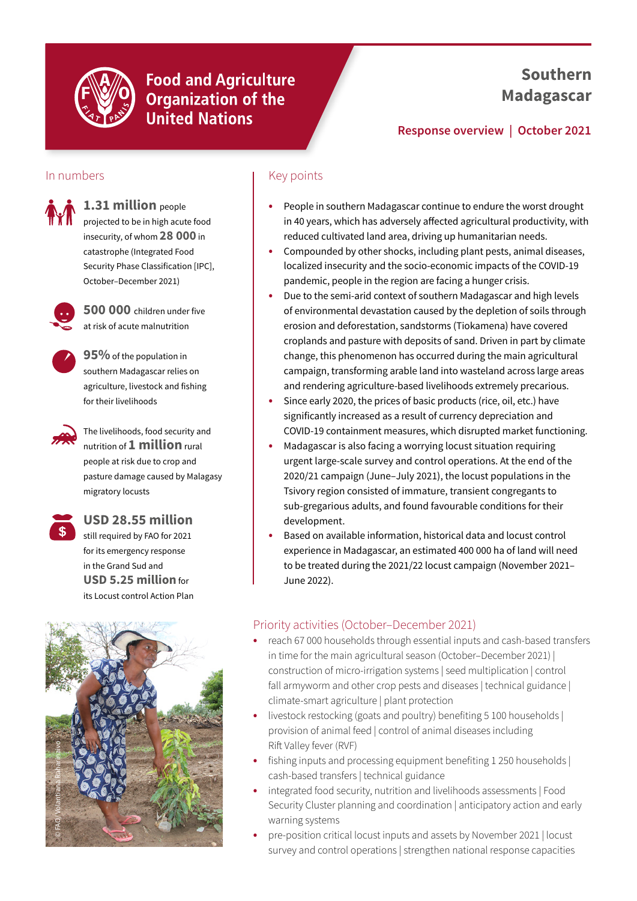Food and Agriculture Organization of the United Nations

# Southern Madagascar

**Response overview | October 2021**

## In numbers

**1.31 million** people projected to be in high acute food insecurity, of whom **28 000** in catastrophe (Integrated Food Security Phase Classification [IPC], October–December 2021)

**500 000** children under five at risk of acute malnutrition

**95%** of the population in southern Madagascar relies on agriculture, livestock and fishing for their livelihoods

The livelihoods, food security and nutrition of **1 million** rural people at risk due to crop and pasture damage caused by Malagasy migratory locusts

**USD 28.55 million** still required by FAO for 2021 for its emergency response in the Grand Sud and **USD 5.25 million** for its Locust control Action Plan

©FAO/Volantiana Raharinjaivo

## Key points

- People in southern Madagascar continue to endure the worst drought in 40 years, which has adversely affected agricultural productivity, with reduced cultivated land area, driving up humanitarian needs.
- Compounded by other shocks, including plant pests, animal diseases, localized insecurity and the socio-economic impacts of the COVID-19 pandemic, people in the region are facing a hunger crisis.
- Due to the semi-arid context of southern Madagascar and high levels of environmental devastation caused by the depletion of soils through erosion and deforestation, sandstorms (Tiokamena) have covered croplands and pasture with deposits of sand. Driven in part by climate change, this phenomenon has occurred during the main agricultural campaign, transforming arable land into wasteland across large areas and rendering agriculture-based livelihoods extremely precarious.
- Since early 2020, the prices of basic products (rice, oil, etc.) have significantly increased as a result of currency depreciation and COVID-19 containment measures, which disrupted market functioning.
- Madagascar is also facing a worrying locust situation requiring urgent large-scale survey and control operations. At the end of the 2020/21 campaign (June–July 2021), the locust populations in the Tsivory region consisted of immature, transient congregants to sub-gregarious adults, and found favourable conditions for their development.
- Based on available information, historical data and locust control experience in Madagascar, an estimated 400 000 ha of land will need to be treated during the 2021/22 locust campaign (November 2021–June 2022).

## Priority activities (October–December 2021)

- reach 67 000 households through essential inputs and cash-based transfers in time for the main agricultural season (October–December 2021) | construction of micro-irrigation systems | seed multiplication | control fall armyworm and other crop pests and diseases | technical guidance | climate-smart agriculture | plant protection
- livestock restocking (goats and poultry) benefiting 5 100 households | provision of animal feed | control of animal diseases including Rift Valley fever (RVF)
- fishing inputs and processing equipment benefiting 1 250 households | cash-based transfers | technical guidance
- integrated food security, nutrition and livelihoods assessments | Food Security Cluster planning and coordination | anticipatory action and early warning systems
- pre-position critical locust inputs and assets by November 2021 | locust survey and control operations | strengthen national response capacities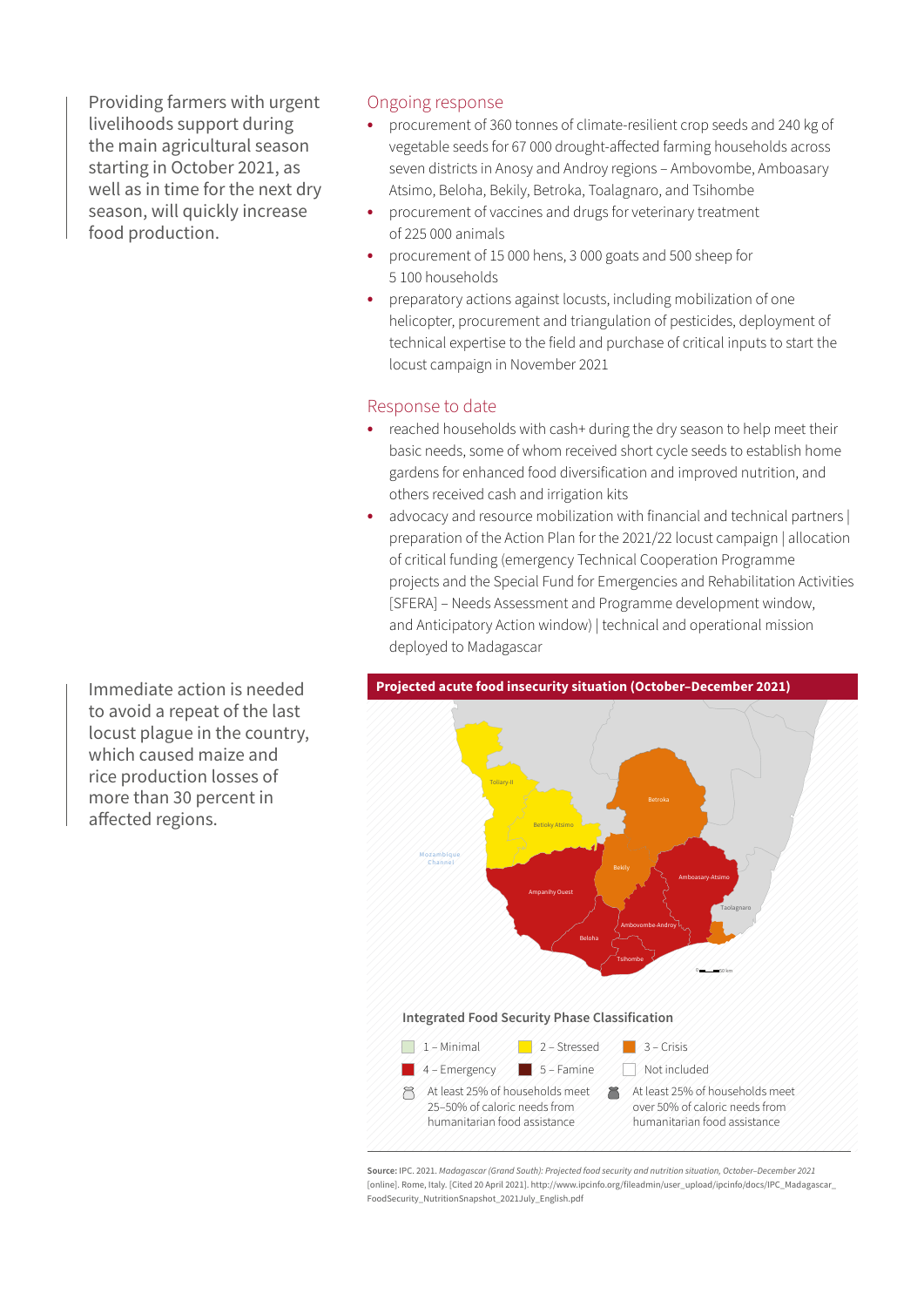Providing farmers with urgent livelihoods support during the main agricultural season starting in October 2021, as well as in time for the next dry season, will quickly increase food production.

## Ongoing response

- procurement of 360 tonnes of climate-resilient crop seeds and 240 kg of vegetable seeds for 67 000 drought-affected farming households across seven districts in Anosy and Androy regions – Ambovombe, Amboasary Atsimo, Beloha, Bekily, Betroka, Toalagnaro, and Tsihombe
- procurement of vaccines and drugs for veterinary treatment of 225 000 animals
- procurement of 15 000 hens, 3 000 goats and 500 sheep for 5 100 households
- preparatory actions against locusts, including mobilization of one helicopter, procurement and triangulation of pesticides, deployment of technical expertise to the field and purchase of critical inputs to start the locust campaign in November 2021

## Response to date

- reached households with cash+ during the dry season to help meet their basic needs, some of whom received short cycle seeds to establish home gardens for enhanced food diversification and improved nutrition, and others received cash and irrigation kits
- advocacy and resource mobilization with financial and technical partners | preparation of the Action Plan for the 2021/22 locust campaign | allocation of critical funding (emergency Technical Cooperation Programme projects and the Special Fund for Emergencies and Rehabilitation Activities [SFERA] – Needs Assessment and Programme development window, and Anticipatory Action window) | technical and operational mission deployed to Madagascar

Immediate action is needed to avoid a repeat of the last locust plague in the country, which caused maize and rice production losses of more than 30 percent in affected regions.

**Projected acute food insecurity situation (October–December 2021)**

Integrated Food Security Phase Classification

- 1 – Minimal
- 2 – Stressed
- 3 – Crisis
- 4 – Emergency
- 5 – Famine
- Not included
- At least 25% of households meet 25–50% of caloric needs from humanitarian food assistance
- At least 25% of households meet over 50% of caloric needs from humanitarian food assistance

**Source:** IPC. 2021. *Madagascar (Grand South): Projected food security and nutrition situation, October–December 2021* [online]. Rome, Italy. [Cited 20 April 2021]. http://www.ipcinfo.org/fileadmin/user_upload/ipcinfo/docs/IPC_Madagascar_FoodSecurity_NutritionSnapshot_2021July_English.pdf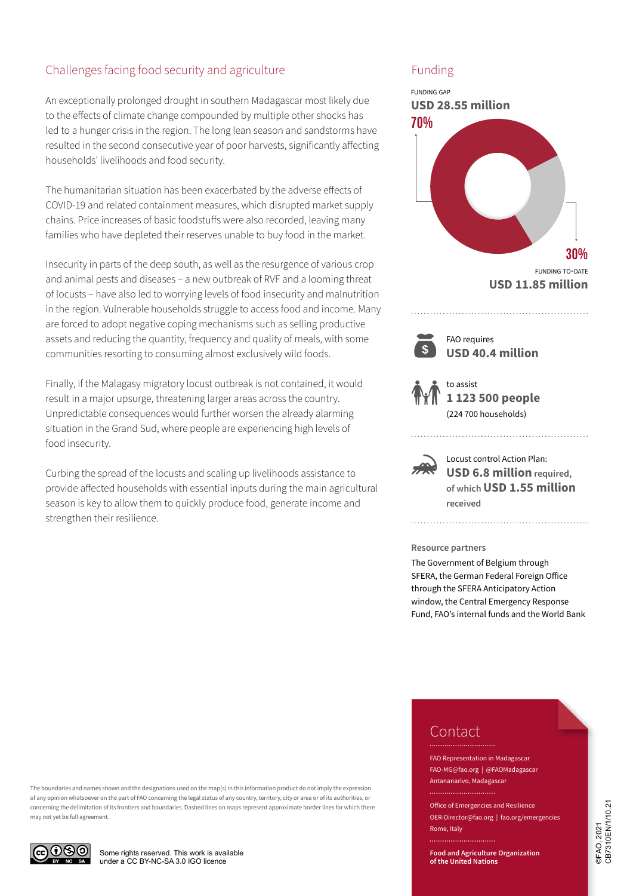## Challenges facing food security and agriculture

An exceptionally prolonged drought in southern Madagascar most likely due to the effects of climate change compounded by multiple other shocks has led to a hunger crisis in the region. The long lean season and sandstorms have resulted in the second consecutive year of poor harvests, significantly affecting households' livelihoods and food security.

The humanitarian situation has been exacerbated by the adverse effects of COVID-19 and related containment measures, which disrupted market supply chains. Price increases of basic foodstuffs were also recorded, leaving many families who have depleted their reserves unable to buy food in the market.

Insecurity in parts of the deep south, as well as the resurgence of various crop and animal pests and diseases – a new outbreak of RVF and a looming threat of locusts – have also led to worrying levels of food insecurity and malnutrition in the region. Vulnerable households struggle to access food and income. Many are forced to adopt negative coping mechanisms such as selling productive assets and reducing the quantity, frequency and quality of meals, with some communities resorting to consuming almost exclusively wild foods.

Finally, if the Malagasy migratory locust outbreak is not contained, it would result in a major upsurge, threatening larger areas across the country. Unpredictable consequences would further worsen the already alarming situation in the Grand Sud, where people are experiencing high levels of food insecurity.

Curbing the spread of the locusts and scaling up livelihoods assistance to provide affected households with essential inputs during the main agricultural season is key to allow them to quickly produce food, generate income and strengthen their resilience.

## Funding

FUNDING GAP
**USD 28.55 million**
**70%**

**30%**
FUNDING TO-DATE
**USD 11.85 million**

FAO requires
**USD 40.4 million**

to assist
**1 123 500 people**
(224 700 households)

Locust control Action Plan:
**USD 6.8 million** required, of which **USD 1.55 million** received

**Resource partners**

The Government of Belgium through SFERA, the German Federal Foreign Office through the SFERA Anticipatory Action window, the Central Emergency Response Fund, FAO's internal funds and the World Bank

## Contact

FAO Representation in Madagascar
FAO-MG@fao.org | @FAOMadagascar
Antananarivo, Madagascar

Office of Emergencies and Resilience
OER-Director@fao.org | fao.org/emergencies
Rome, Italy

**Food and Agriculture Organization of the United Nations**

The boundaries and names shown and the designations used on the map(s) in this information product do not imply the expression of any opinion whatsoever on the part of FAO concerning the legal status of any country, territory, city or area or of its authorities, or concerning the delimitation of its frontiers and boundaries. Dashed lines on maps represent approximate border lines for which there may not yet be full agreement.

Some rights reserved. This work is available under a CC BY-NC-SA 3.0 IGO licence

©FAO, 2021
CB7310EN/1/10.21